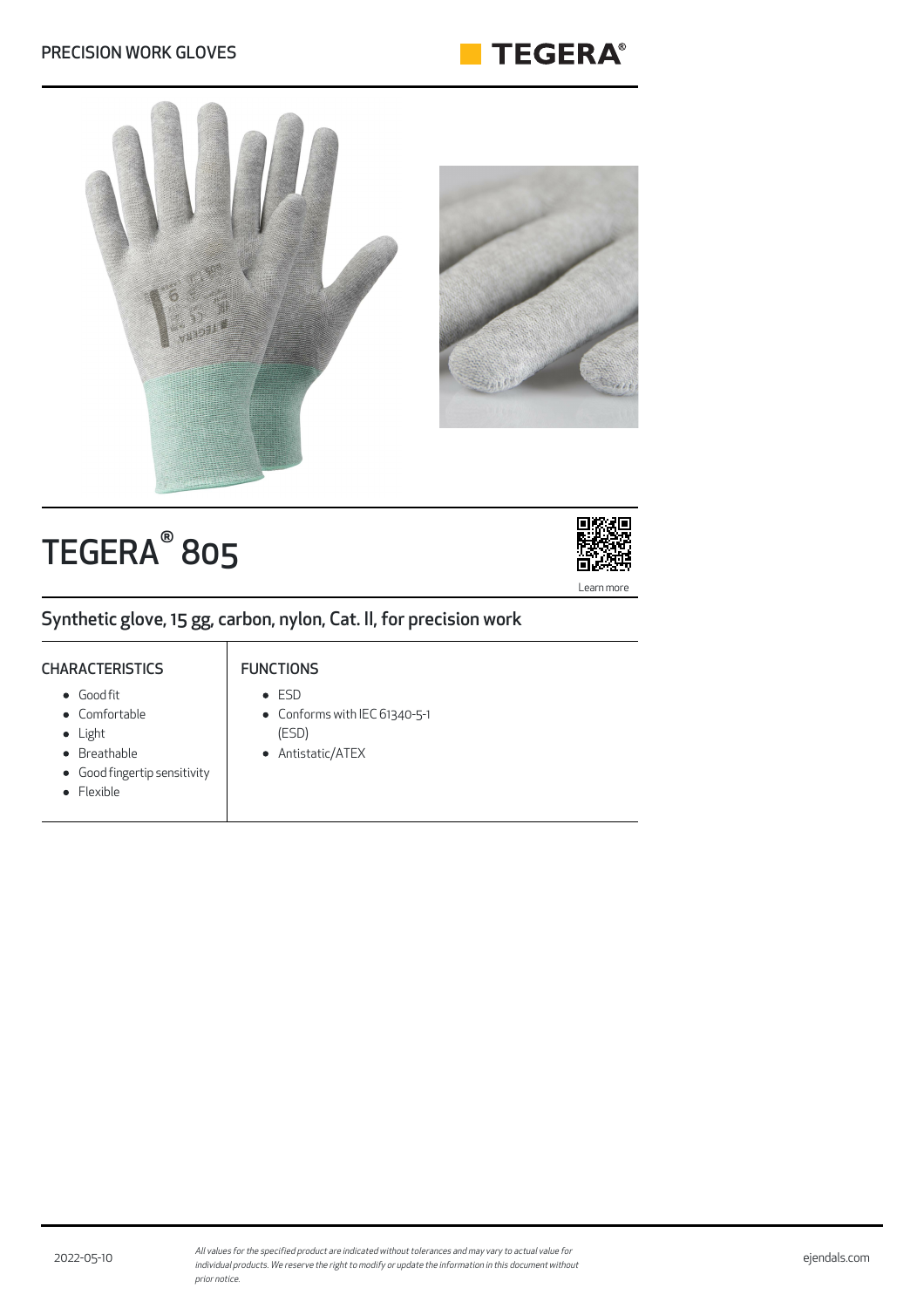PRECISION WORK GLOVES

# TEGERA® 805

Learn more

## Synthetic glove, 15 gg, carbon, nylon, Cat. II, for precision work

### CHARACTERISTICS

- Good fit
- Comfortable
- Light
- Breathable
- Good fingertip sensitivity
- Flexible

### FUNCTIONS

- ESD
- Conforms with IEC 61340-5-1 (ESD)
- Antistatic/ATEX

2022-05-10

*All values for the specified product are indicated without tolerances and may vary to actual value for individual products. We reserve the right to modify or update the information in this document without prior notice.*

ejendals.com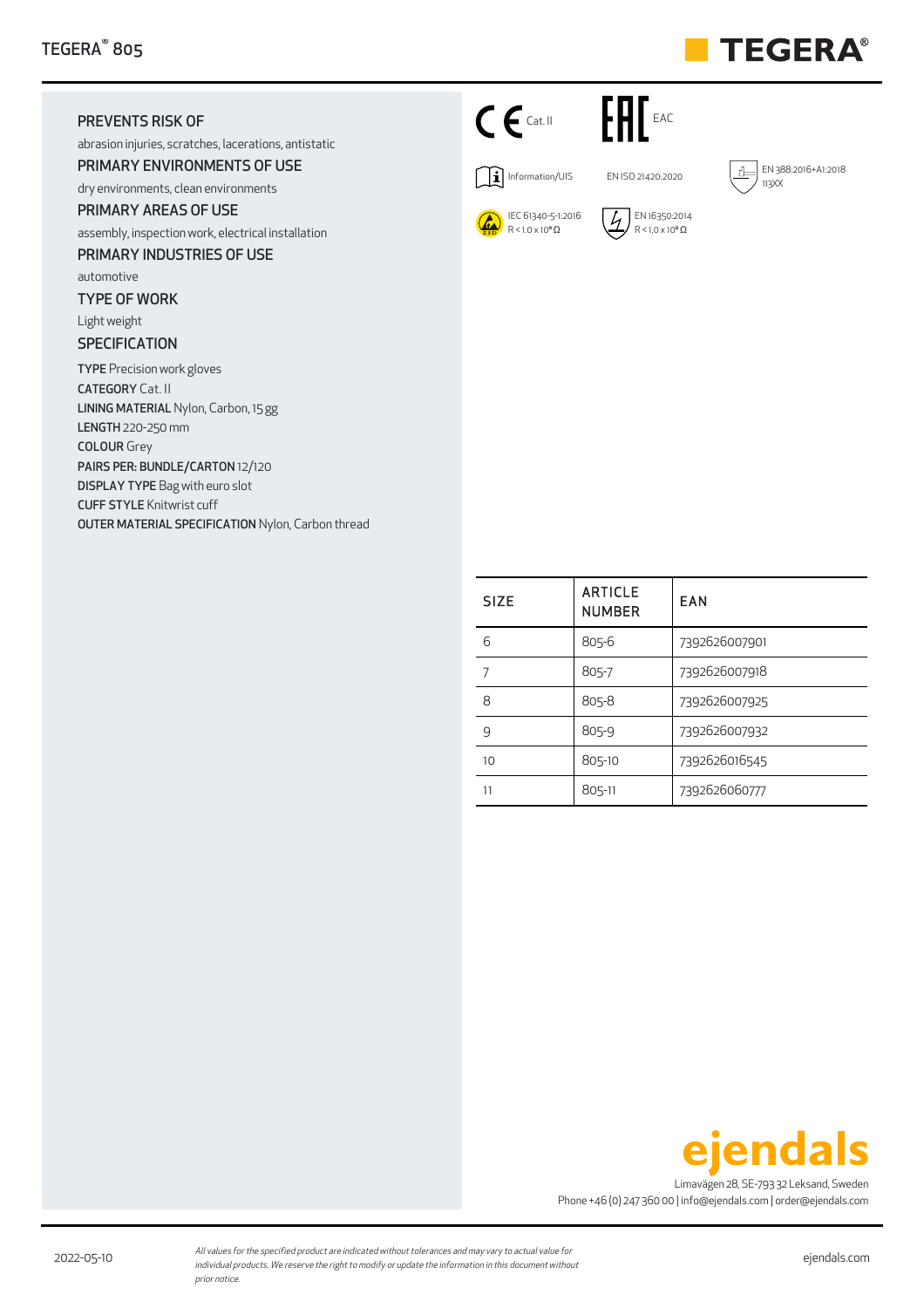# TEGERA® 805

## PREVENTS RISK OF

abrasion injuries, scratches, lacerations, antistatic

## PRIMARY ENVIRONMENTS OF USE

dry environments, clean environments

## PRIMARY AREAS OF USE

assembly, inspection work, electrical installation

## PRIMARY INDUSTRIES OF USE

automotive

## TYPE OF WORK

Light weight

## SPECIFICATION

**TYPE** Precision work gloves
**CATEGORY** Cat. II
**LINING MATERIAL** Nylon, Carbon, 15 gg
**LENGTH** 220-250 mm
**COLOUR** Grey
**PAIRS PER: BUNDLE/CARTON** 12/120
**DISPLAY TYPE** Bag with euro slot
**CUFF STYLE** Knitwrist cuff
**OUTER MATERIAL SPECIFICATION** Nylon, Carbon thread

CE Cat. II

EAC

Information/UIS

EN ISO 21420:2020

EN 388:2016+A1:2018
113XX

IEC 61340-5-1:2016
R < 1.0 x 10⁸ Ω

EN 16350:2014
R < 1,0 x 10⁸ Ω

| SIZE | ARTICLE NUMBER | EAN |
|---|---|---|
| 6 | 805-6 | 7392626007901 |
| 7 | 805-7 | 7392626007918 |
| 8 | 805-8 | 7392626007925 |
| 9 | 805-9 | 7392626007932 |
| 10 | 805-10 | 7392626016545 |
| 11 | 805-11 | 7392626060777 |

ejendals
Limavägen 28, SE-793 32 Leksand, Sweden
Phone +46 (0) 247 360 00 | info@ejendals.com | order@ejendals.com

2022-05-10

*All values for the specified product are indicated without tolerances and may vary to actual value for individual products. We reserve the right to modify or update the information in this document without prior notice.*

ejendals.com